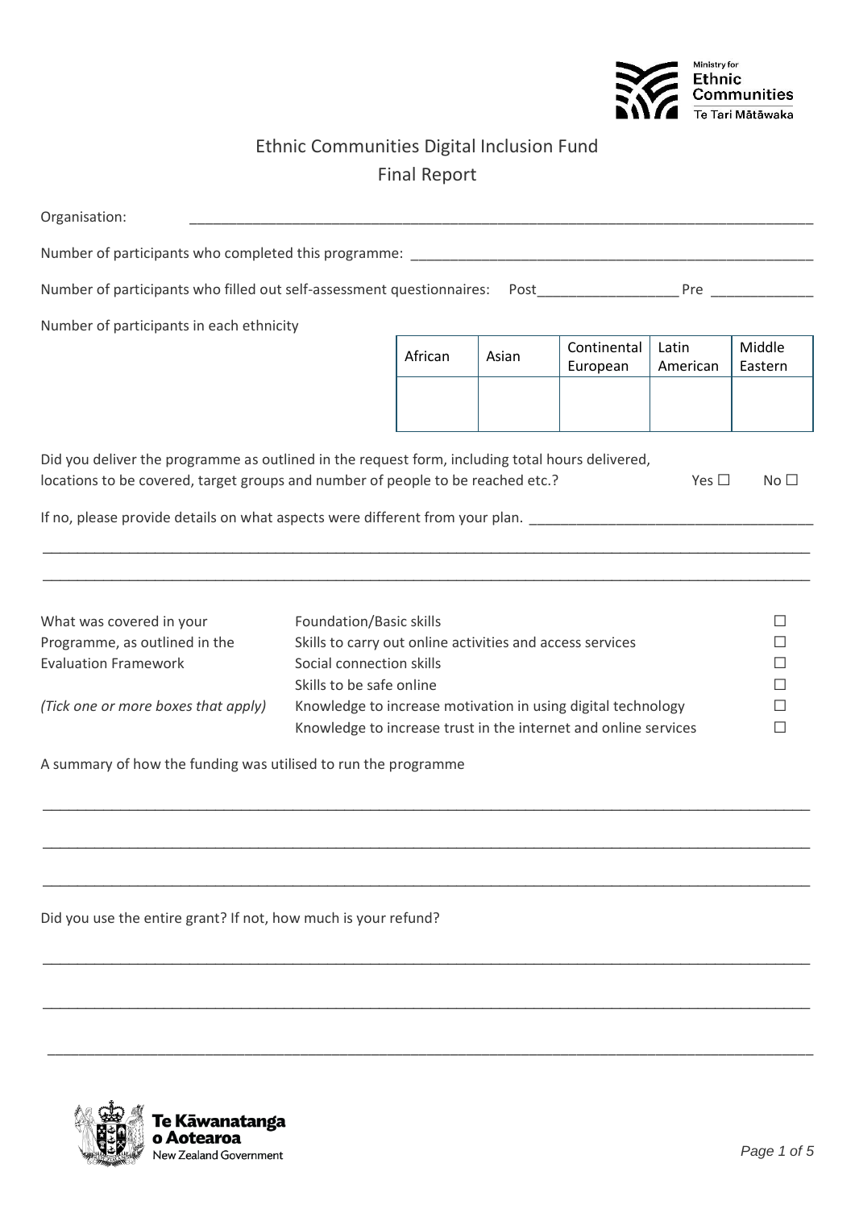Ministry for Ethnic Communities
Te Tari Mātāwaka

# Ethnic Communities Digital Inclusion Fund

## Final Report

Organisation: ______________________________________________________________________________

Number of participants who completed this programme: ____________________________________________________

Number of participants who filled out self-assessment questionnaires: Post__________________ Pre _____________

Number of participants in each ethnicity

| African | Asian | Continental European | Latin American | Middle Eastern |
|---|---|---|---|---|
| | | | | |

Did you deliver the programme as outlined in the request form, including total hours delivered, locations to be covered, target groups and number of people to be reached etc.? Yes ☐ No ☐

If no, please provide details on what aspects were different from your plan. ___________________________________

_____________________________________________________________________________________________

_____________________________________________________________________________________________

What was covered in your Programme, as outlined in the Evaluation Framework

*(Tick one or more boxes that apply)*

- Foundation/Basic skills ☐
- Skills to carry out online activities and access services ☐
- Social connection skills ☐
- Skills to be safe online ☐
- Knowledge to increase motivation in using digital technology ☐
- Knowledge to increase trust in the internet and online services ☐

A summary of how the funding was utilised to run the programme

_____________________________________________________________________________________________

_____________________________________________________________________________________________

_____________________________________________________________________________________________

Did you use the entire grant? If not, how much is your refund?

_____________________________________________________________________________________________

_____________________________________________________________________________________________

_____________________________________________________________________________________________

Te Kāwanatanga o Aotearoa
New Zealand Government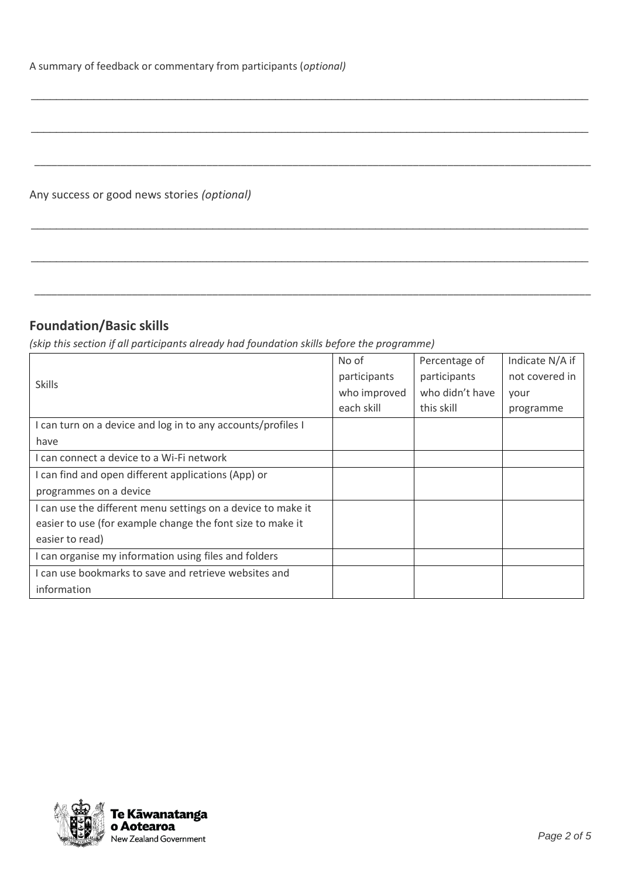A summary of feedback or commentary from participants (*optional)*

___________________________________________________________________________

___________________________________________________________________________

___________________________________________________________________________

Any success or good news stories *(optional)*

___________________________________________________________________________

___________________________________________________________________________

___________________________________________________________________________

## Foundation/Basic skills

*(skip this section if all participants already had foundation skills before the programme)*

| Skills | No of participants who improved each skill | Percentage of participants who didn't have this skill | Indicate N/A if not covered in your programme |
|---|---|---|---|
| I can turn on a device and log in to any accounts/profiles I have | | | |
| I can connect a device to a Wi-Fi network | | | |
| I can find and open different applications (App) or programmes on a device | | | |
| I can use the different menu settings on a device to make it easier to use (for example change the font size to make it easier to read) | | | |
| I can organise my information using files and folders | | | |
| I can use bookmarks to save and retrieve websites and information | | | |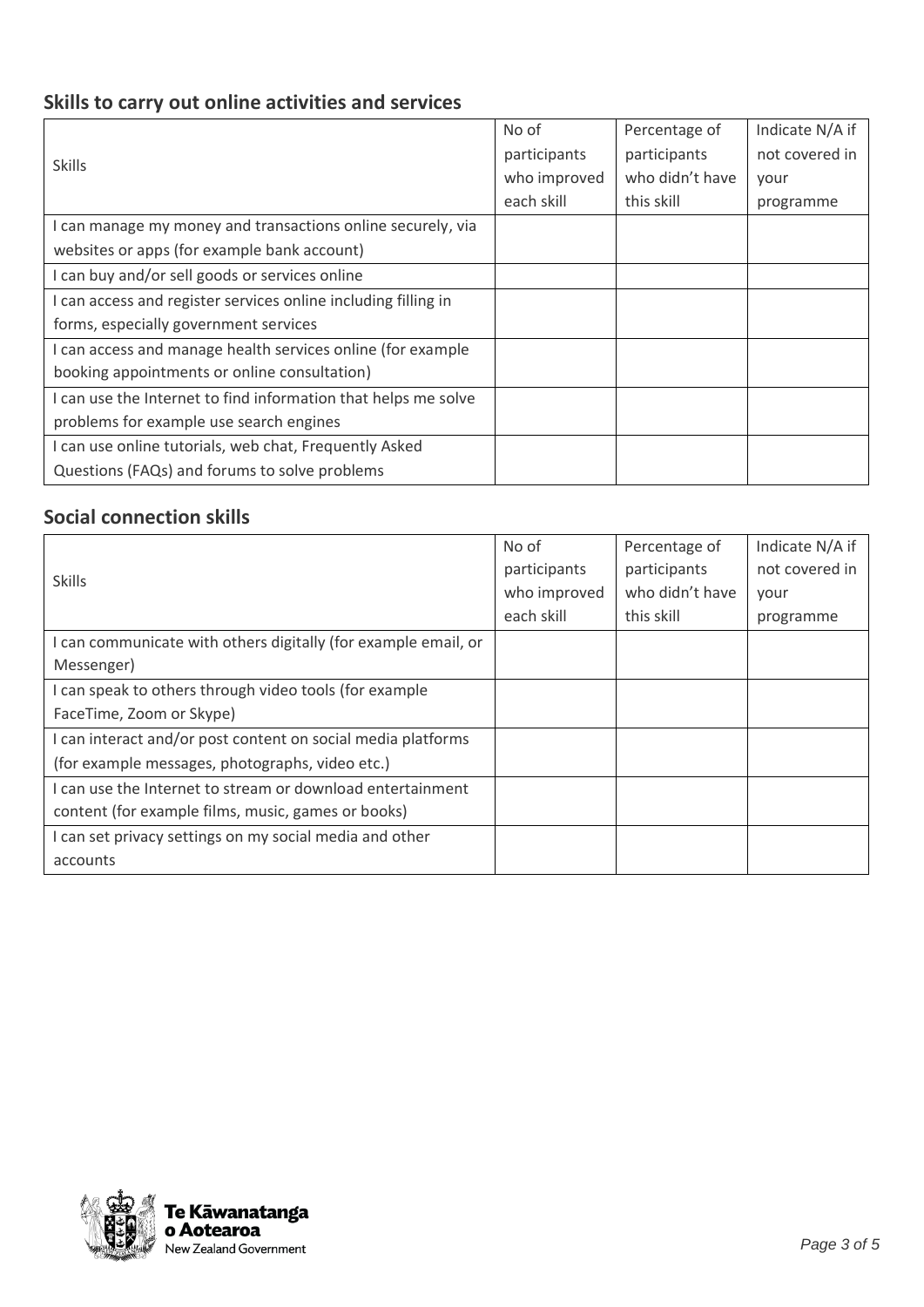## Skills to carry out online activities and services

| Skills | No of participants who improved each skill | Percentage of participants who didn't have this skill | Indicate N/A if not covered in your programme |
|---|---|---|---|
| I can manage my money and transactions online securely, via websites or apps (for example bank account) | | | |
| I can buy and/or sell goods or services online | | | |
| I can access and register services online including filling in forms, especially government services | | | |
| I can access and manage health services online (for example booking appointments or online consultation) | | | |
| I can use the Internet to find information that helps me solve problems for example use search engines | | | |
| I can use online tutorials, web chat, Frequently Asked Questions (FAQs) and forums to solve problems | | | |

## Social connection skills

| Skills | No of participants who improved each skill | Percentage of participants who didn't have this skill | Indicate N/A if not covered in your programme |
|---|---|---|---|
| I can communicate with others digitally (for example email, or Messenger) | | | |
| I can speak to others through video tools (for example FaceTime, Zoom or Skype) | | | |
| I can interact and/or post content on social media platforms (for example messages, photographs, video etc.) | | | |
| I can use the Internet to stream or download entertainment content (for example films, music, games or books) | | | |
| I can set privacy settings on my social media and other accounts | | | |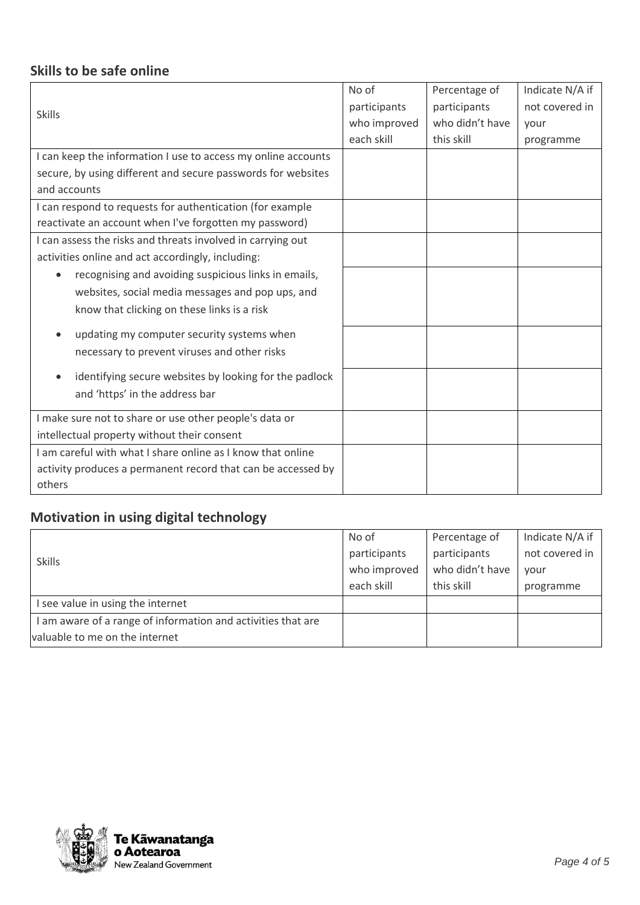## Skills to be safe online

| Skills | No of participants who improved each skill | Percentage of participants who didn't have this skill | Indicate N/A if not covered in your programme |
|---|---|---|---|
| I can keep the information I use to access my online accounts secure, by using different and secure passwords for websites and accounts | | | |
| I can respond to requests for authentication (for example reactivate an account when I've forgotten my password) | | | |
| I can assess the risks and threats involved in carrying out activities online and act accordingly, including: | | | |
| • recognising and avoiding suspicious links in emails, websites, social media messages and pop ups, and know that clicking on these links is a risk | | | |
| • updating my computer security systems when necessary to prevent viruses and other risks | | | |
| • identifying secure websites by looking for the padlock and 'https' in the address bar | | | |
| I make sure not to share or use other people's data or intellectual property without their consent | | | |
| I am careful with what I share online as I know that online activity produces a permanent record that can be accessed by others | | | |

## Motivation in using digital technology

| Skills | No of participants who improved each skill | Percentage of participants who didn't have this skill | Indicate N/A if not covered in your programme |
|---|---|---|---|
| I see value in using the internet | | | |
| I am aware of a range of information and activities that are valuable to me on the internet | | | |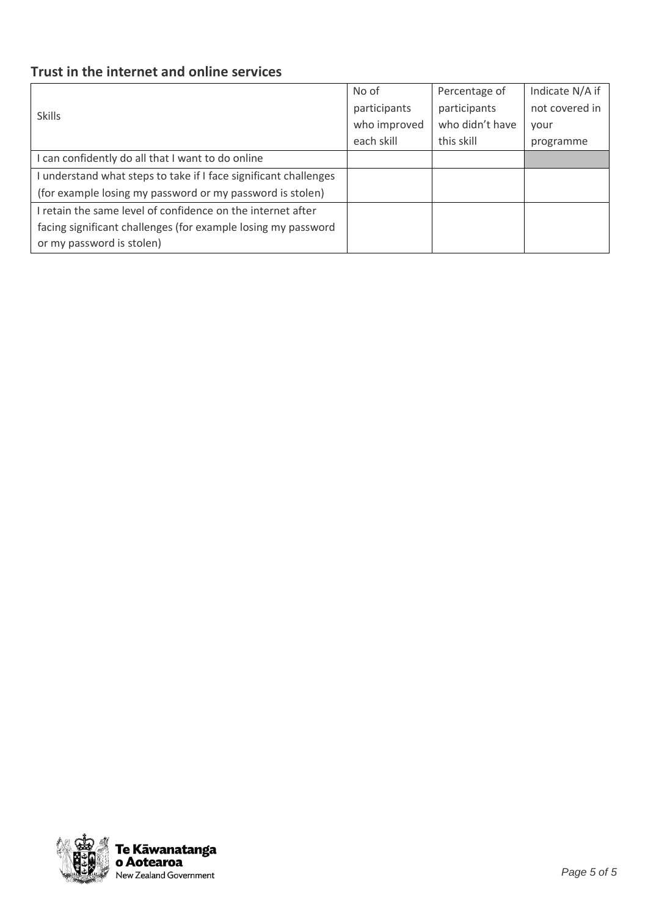## Trust in the internet and online services

| Skills | No of participants who improved each skill | Percentage of participants who didn't have this skill | Indicate N/A if not covered in your programme |
|---|---|---|---|
| I can confidently do all that I want to do online | | | |
| I understand what steps to take if I face significant challenges (for example losing my password or my password is stolen) | | | |
| I retain the same level of confidence on the internet after facing significant challenges (for example losing my password or my password is stolen) | | | |

Te Kāwanatanga o Aotearoa
New Zealand Government